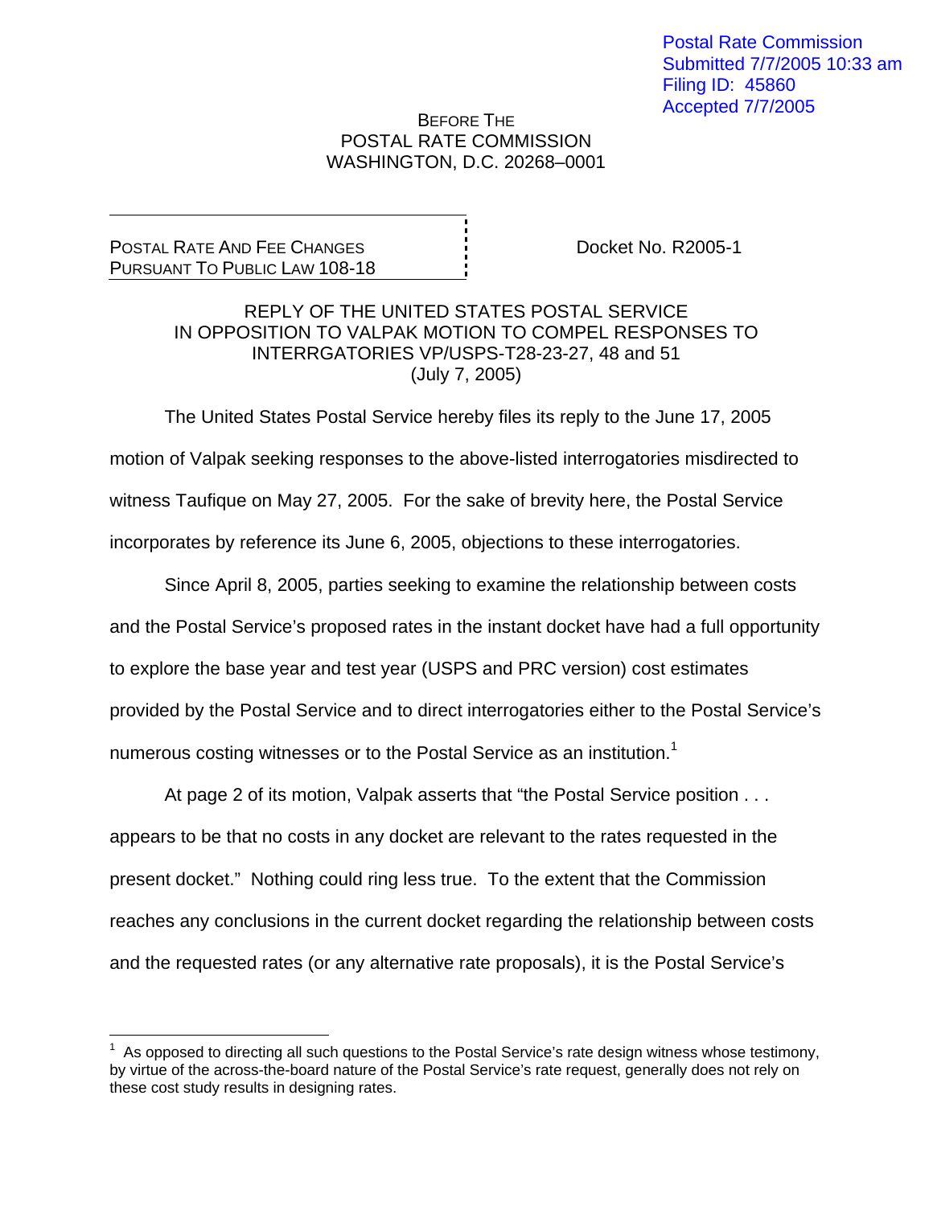Postal Rate Commission
Submitted 7/7/2005 10:33 am
Filing ID: 45860
Accepted 7/7/2005

BEFORE THE
POSTAL RATE COMMISSION
WASHINGTON, D.C. 20268–0001

POSTAL RATE AND FEE CHANGES
PURSUANT TO PUBLIC LAW 108-18

Docket No. R2005-1

REPLY OF THE UNITED STATES POSTAL SERVICE
IN OPPOSITION TO VALPAK MOTION TO COMPEL RESPONSES TO
INTERRGATORIES VP/USPS-T28-23-27, 48 and 51
(July 7, 2005)

The United States Postal Service hereby files its reply to the June 17, 2005 motion of Valpak seeking responses to the above-listed interrogatories misdirected to witness Taufique on May 27, 2005. For the sake of brevity here, the Postal Service incorporates by reference its June 6, 2005, objections to these interrogatories.

Since April 8, 2005, parties seeking to examine the relationship between costs and the Postal Service's proposed rates in the instant docket have had a full opportunity to explore the base year and test year (USPS and PRC version) cost estimates provided by the Postal Service and to direct interrogatories either to the Postal Service's numerous costing witnesses or to the Postal Service as an institution.[1]

At page 2 of its motion, Valpak asserts that "the Postal Service position . . . appears to be that no costs in any docket are relevant to the rates requested in the present docket." Nothing could ring less true. To the extent that the Commission reaches any conclusions in the current docket regarding the relationship between costs and the requested rates (or any alternative rate proposals), it is the Postal Service's

[1] As opposed to directing all such questions to the Postal Service's rate design witness whose testimony, by virtue of the across-the-board nature of the Postal Service's rate request, generally does not rely on these cost study results in designing rates.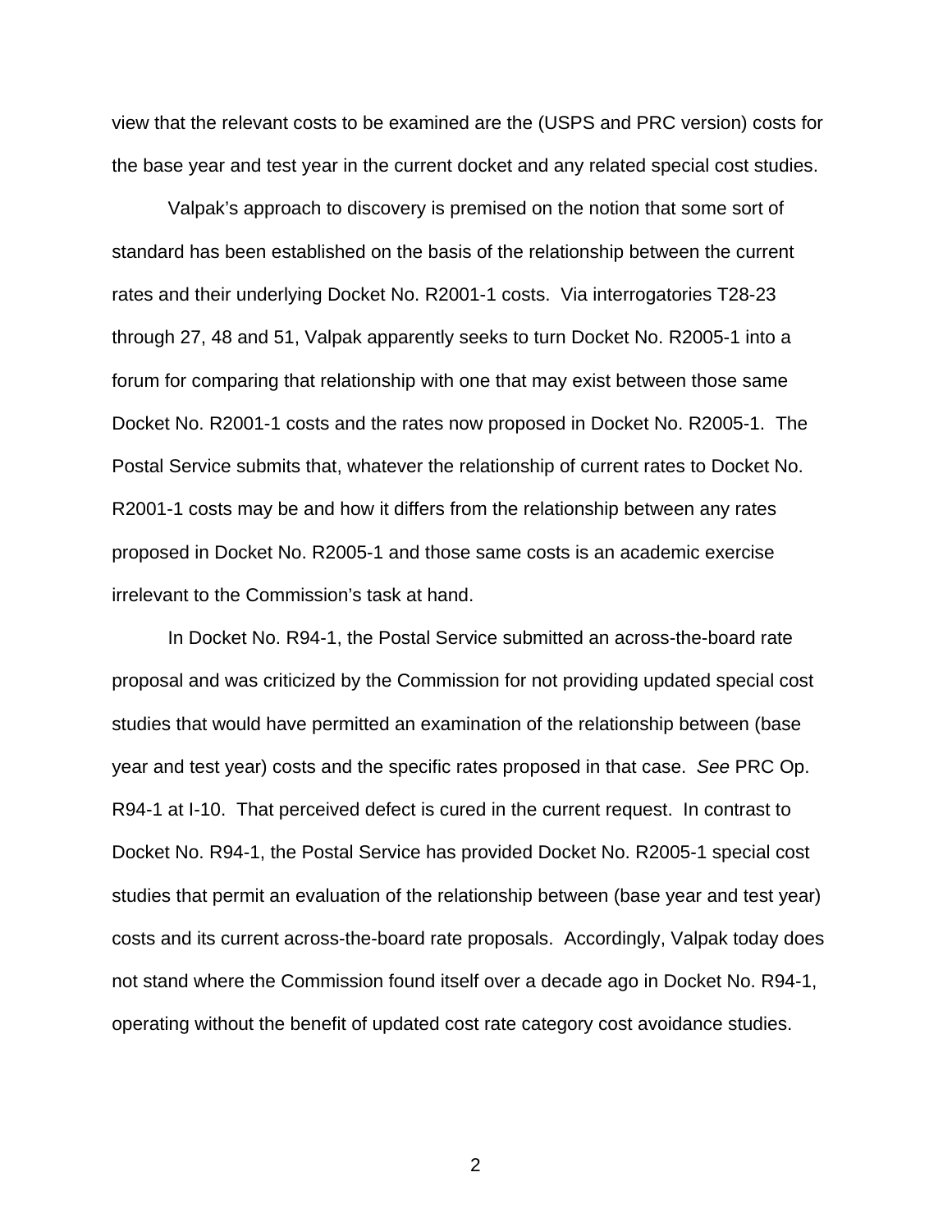view that the relevant costs to be examined are the (USPS and PRC version) costs for the base year and test year in the current docket and any related special cost studies.

Valpak's approach to discovery is premised on the notion that some sort of standard has been established on the basis of the relationship between the current rates and their underlying Docket No. R2001-1 costs. Via interrogatories T28-23 through 27, 48 and 51, Valpak apparently seeks to turn Docket No. R2005-1 into a forum for comparing that relationship with one that may exist between those same Docket No. R2001-1 costs and the rates now proposed in Docket No. R2005-1. The Postal Service submits that, whatever the relationship of current rates to Docket No. R2001-1 costs may be and how it differs from the relationship between any rates proposed in Docket No. R2005-1 and those same costs is an academic exercise irrelevant to the Commission's task at hand.

In Docket No. R94-1, the Postal Service submitted an across-the-board rate proposal and was criticized by the Commission for not providing updated special cost studies that would have permitted an examination of the relationship between (base year and test year) costs and the specific rates proposed in that case. *See* PRC Op. R94-1 at I-10. That perceived defect is cured in the current request. In contrast to Docket No. R94-1, the Postal Service has provided Docket No. R2005-1 special cost studies that permit an evaluation of the relationship between (base year and test year) costs and its current across-the-board rate proposals. Accordingly, Valpak today does not stand where the Commission found itself over a decade ago in Docket No. R94-1, operating without the benefit of updated cost rate category cost avoidance studies.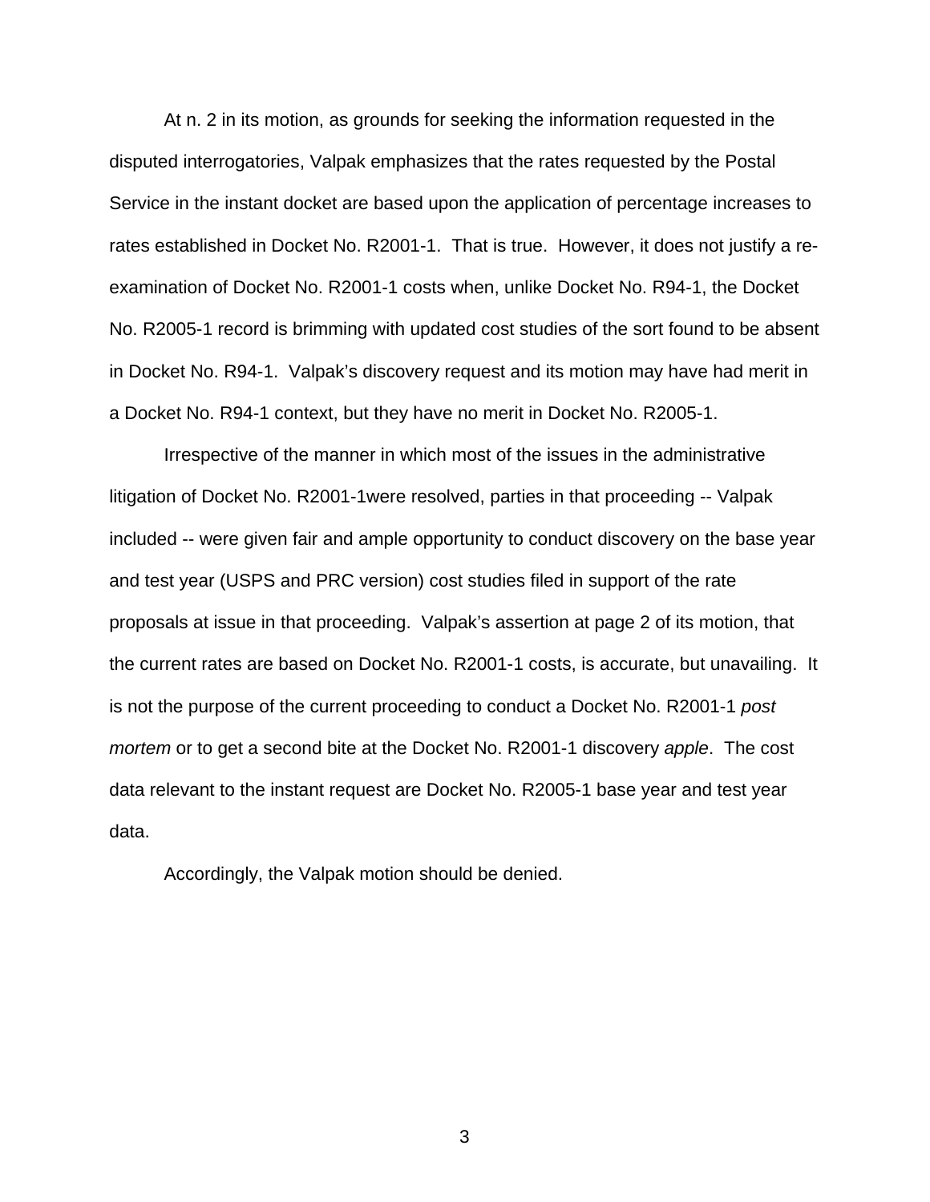At n. 2 in its motion, as grounds for seeking the information requested in the disputed interrogatories, Valpak emphasizes that the rates requested by the Postal Service in the instant docket are based upon the application of percentage increases to rates established in Docket No. R2001-1. That is true. However, it does not justify a re-examination of Docket No. R2001-1 costs when, unlike Docket No. R94-1, the Docket No. R2005-1 record is brimming with updated cost studies of the sort found to be absent in Docket No. R94-1. Valpak's discovery request and its motion may have had merit in a Docket No. R94-1 context, but they have no merit in Docket No. R2005-1.

Irrespective of the manner in which most of the issues in the administrative litigation of Docket No. R2001-1were resolved, parties in that proceeding -- Valpak included -- were given fair and ample opportunity to conduct discovery on the base year and test year (USPS and PRC version) cost studies filed in support of the rate proposals at issue in that proceeding. Valpak's assertion at page 2 of its motion, that the current rates are based on Docket No. R2001-1 costs, is accurate, but unavailing. It is not the purpose of the current proceeding to conduct a Docket No. R2001-1 *post mortem* or to get a second bite at the Docket No. R2001-1 discovery *apple*. The cost data relevant to the instant request are Docket No. R2005-1 base year and test year data.

Accordingly, the Valpak motion should be denied.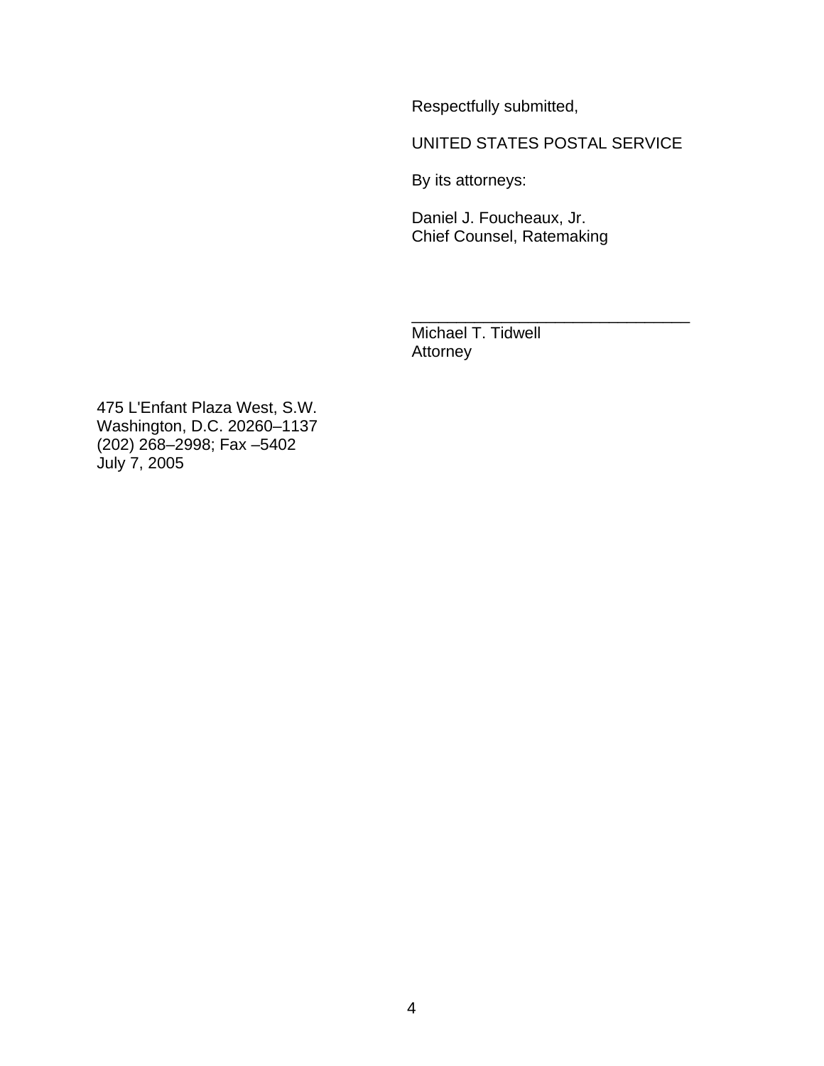Respectfully submitted,

UNITED STATES POSTAL SERVICE

By its attorneys:

Daniel J. Foucheaux, Jr.
Chief Counsel, Ratemaking

________________________________
Michael T. Tidwell
Attorney

475 L'Enfant Plaza West, S.W.
Washington, D.C. 20260–1137
(202) 268–2998; Fax –5402
July 7, 2005